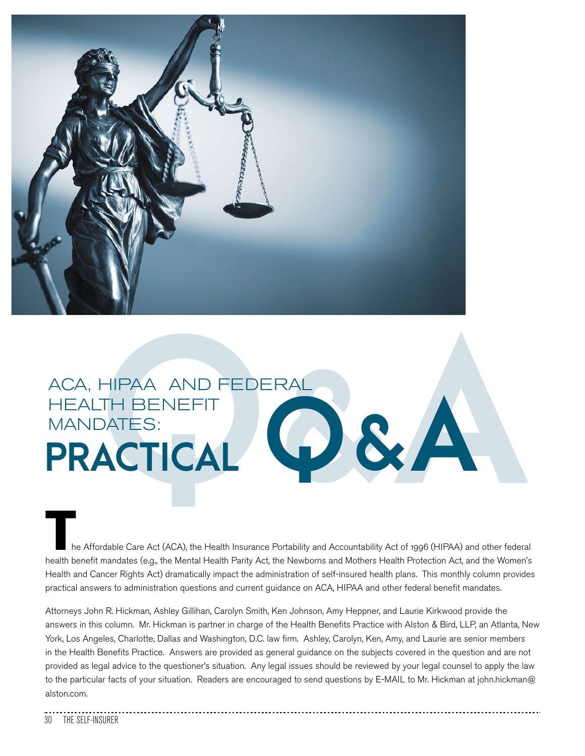# ACA, HIPAA AND FEDERAL HEALTH BENEFIT MANDATES: PRACTICAL Q&A

The Affordable Care Act (ACA), the Health Insurance Portability and Accountability Act of 1996 (HIPAA) and other federal health benefit mandates (e.g., the Mental Health Parity Act, the Newborns and Mothers Health Protection Act, and the Women's Health and Cancer Rights Act) dramatically impact the administration of self-insured health plans. This monthly column provides practical answers to administration questions and current guidance on ACA, HIPAA and other federal benefit mandates.

Attorneys John R. Hickman, Ashley Gillihan, Carolyn Smith, Ken Johnson, Amy Heppner, and Laurie Kirkwood provide the answers in this column. Mr. Hickman is partner in charge of the Health Benefits Practice with Alston & Bird, LLP, an Atlanta, New York, Los Angeles, Charlotte, Dallas and Washington, D.C. law firm. Ashley, Carolyn, Ken, Amy, and Laurie are senior members in the Health Benefits Practice. Answers are provided as general guidance on the subjects covered in the question and are not provided as legal advice to the questioner's situation. Any legal issues should be reviewed by your legal counsel to apply the law to the particular facts of your situation. Readers are encouraged to send questions by E-MAIL to Mr. Hickman at john.hickman@alston.com.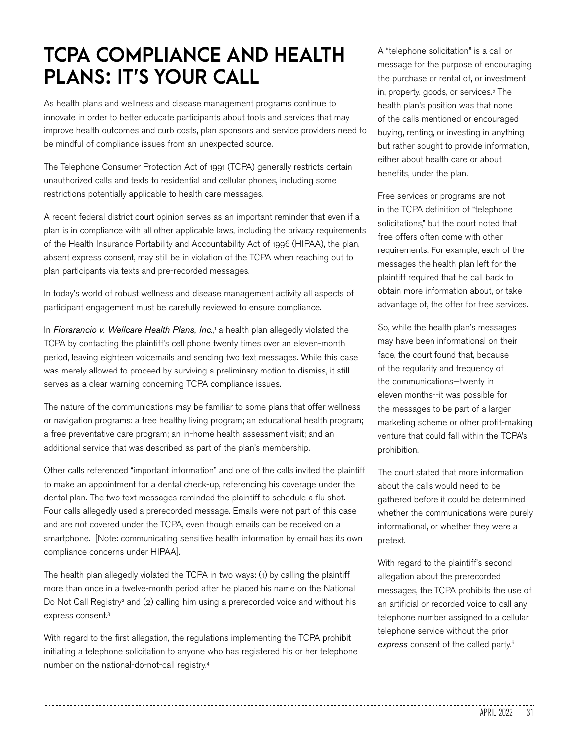# TCPA COMPLIANCE AND HEALTH PLANS: IT'S YOUR CALL

As health plans and wellness and disease management programs continue to innovate in order to better educate participants about tools and services that may improve health outcomes and curb costs, plan sponsors and service providers need to be mindful of compliance issues from an unexpected source.

The Telephone Consumer Protection Act of 1991 (TCPA) generally restricts certain unauthorized calls and texts to residential and cellular phones, including some restrictions potentially applicable to health care messages.

A recent federal district court opinion serves as an important reminder that even if a plan is in compliance with all other applicable laws, including the privacy requirements of the Health Insurance Portability and Accountability Act of 1996 (HIPAA), the plan, absent express consent, may still be in violation of the TCPA when reaching out to plan participants via texts and pre-recorded messages.

In today's world of robust wellness and disease management activity all aspects of participant engagement must be carefully reviewed to ensure compliance.

In *Fiorarancio v. Wellcare Health Plans, Inc.*,[1] a health plan allegedly violated the TCPA by contacting the plaintiff's cell phone twenty times over an eleven-month period, leaving eighteen voicemails and sending two text messages. While this case was merely allowed to proceed by surviving a preliminary motion to dismiss, it still serves as a clear warning concerning TCPA compliance issues.

The nature of the communications may be familiar to some plans that offer wellness or navigation programs: a free healthy living program; an educational health program; a free preventative care program; an in-home health assessment visit; and an additional service that was described as part of the plan's membership.

Other calls referenced "important information" and one of the calls invited the plaintiff to make an appointment for a dental check-up, referencing his coverage under the dental plan. The two text messages reminded the plaintiff to schedule a flu shot. Four calls allegedly used a prerecorded message. Emails were not part of this case and are not covered under the TCPA, even though emails can be received on a smartphone. [Note: communicating sensitive health information by email has its own compliance concerns under HIPAA].

The health plan allegedly violated the TCPA in two ways: (1) by calling the plaintiff more than once in a twelve-month period after he placed his name on the National Do Not Call Registry[2] and (2) calling him using a prerecorded voice and without his express consent.[3]

With regard to the first allegation, the regulations implementing the TCPA prohibit initiating a telephone solicitation to anyone who has registered his or her telephone number on the national-do-not-call registry.[4]

A "telephone solicitation" is a call or message for the purpose of encouraging the purchase or rental of, or investment in, property, goods, or services.[5] The health plan's position was that none of the calls mentioned or encouraged buying, renting, or investing in anything but rather sought to provide information, either about health care or about benefits, under the plan.

Free services or programs are not in the TCPA definition of "telephone solicitations," but the court noted that free offers often come with other requirements. For example, each of the messages the health plan left for the plaintiff required that he call back to obtain more information about, or take advantage of, the offer for free services.

So, while the health plan's messages may have been informational on their face, the court found that, because of the regularity and frequency of the communications—twenty in eleven months--it was possible for the messages to be part of a larger marketing scheme or other profit-making venture that could fall within the TCPA's prohibition.

The court stated that more information about the calls would need to be gathered before it could be determined whether the communications were purely informational, or whether they were a pretext.

With regard to the plaintiff's second allegation about the prerecorded messages, the TCPA prohibits the use of an artificial or recorded voice to call any telephone number assigned to a cellular telephone service without the prior *express* consent of the called party.[6]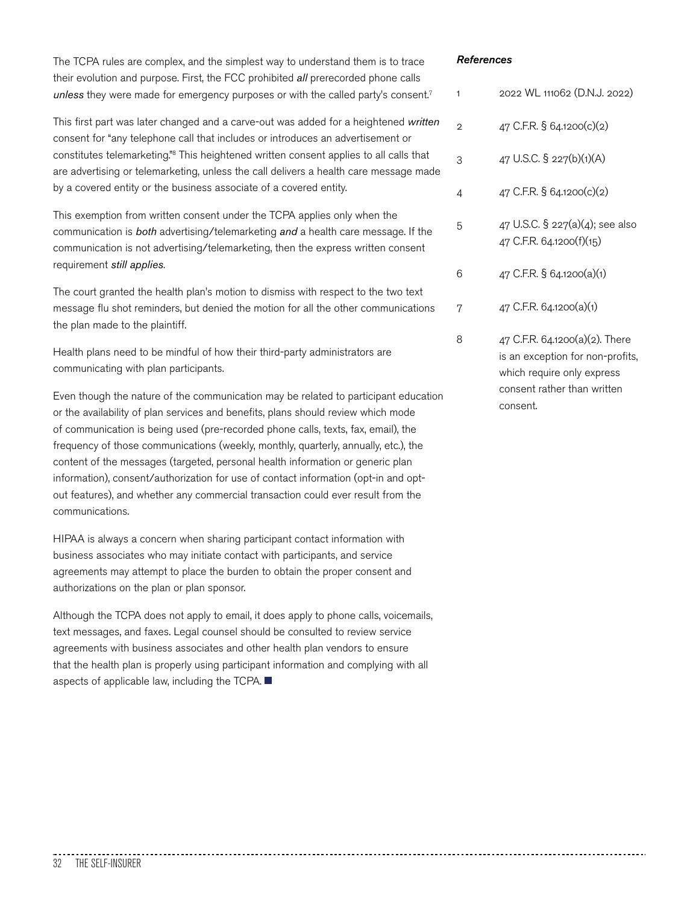The TCPA rules are complex, and the simplest way to understand them is to trace their evolution and purpose. First, the FCC prohibited *all* prerecorded phone calls *unless* they were made for emergency purposes or with the called party's consent.[7]

This first part was later changed and a carve-out was added for a heightened *written* consent for "any telephone call that includes or introduces an advertisement or constitutes telemarketing."[8] This heightened written consent applies to all calls that are advertising or telemarketing, unless the call delivers a health care message made by a covered entity or the business associate of a covered entity.

This exemption from written consent under the TCPA applies only when the communication is *both* advertising/telemarketing *and* a health care message. If the communication is not advertising/telemarketing, then the express written consent requirement *still applies*.

The court granted the health plan's motion to dismiss with respect to the two text message flu shot reminders, but denied the motion for all the other communications the plan made to the plaintiff.

Health plans need to be mindful of how their third-party administrators are communicating with plan participants.

Even though the nature of the communication may be related to participant education or the availability of plan services and benefits, plans should review which mode of communication is being used (pre-recorded phone calls, texts, fax, email), the frequency of those communications (weekly, monthly, quarterly, annually, etc.), the content of the messages (targeted, personal health information or generic plan information), consent/authorization for use of contact information (opt-in and opt-out features), and whether any commercial transaction could ever result from the communications.

HIPAA is always a concern when sharing participant contact information with business associates who may initiate contact with participants, and service agreements may attempt to place the burden to obtain the proper consent and authorizations on the plan or plan sponsor.

Although the TCPA does not apply to email, it does apply to phone calls, voicemails, text messages, and faxes. Legal counsel should be consulted to review service agreements with business associates and other health plan vendors to ensure that the health plan is properly using participant information and complying with all aspects of applicable law, including the TCPA. ■

### *References*

1. 2022 WL 111062 (D.N.J. 2022)
2. 47 C.F.R. § 64.1200(c)(2)
3. 47 U.S.C. § 227(b)(1)(A)
4. 47 C.F.R. § 64.1200(c)(2)
5. 47 U.S.C. § 227(a)(4); see also 47 C.F.R. 64.1200(f)(15)
6. 47 C.F.R. § 64.1200(a)(1)
7. 47 C.F.R. 64.1200(a)(1)
8. 47 C.F.R. 64.1200(a)(2). There is an exception for non-profits, which require only express consent rather than written consent.